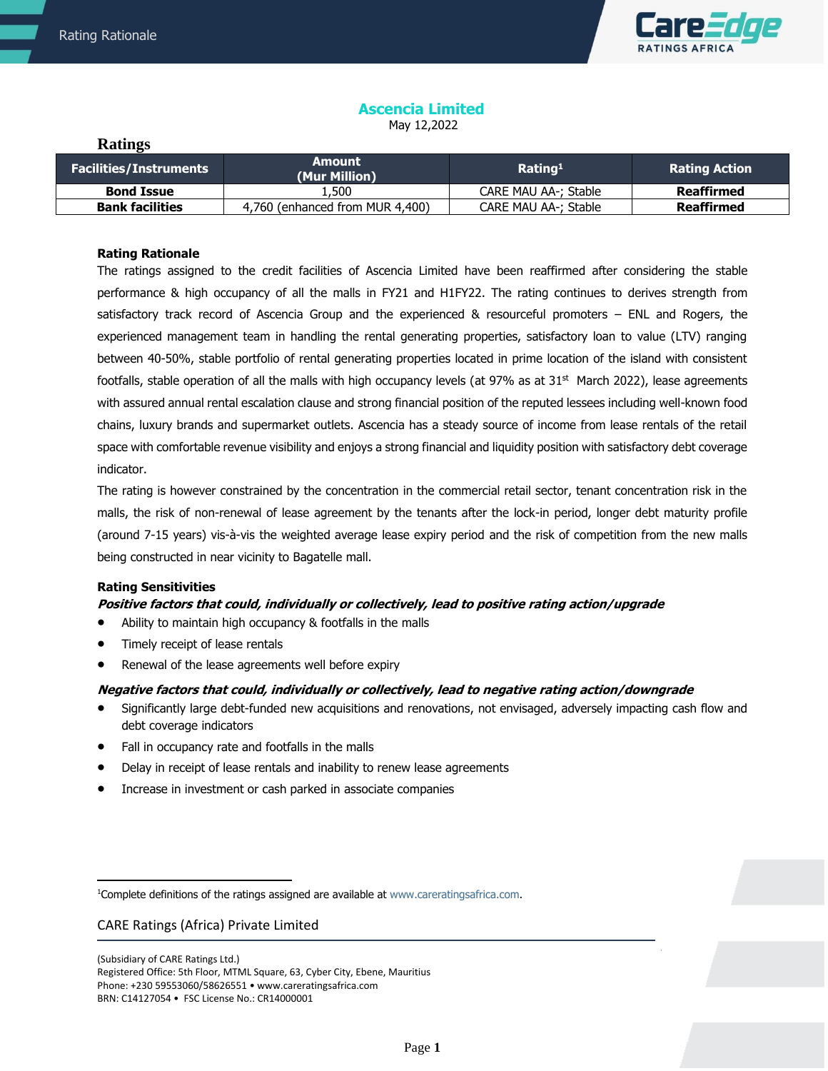# Ascencia Limited

May 12,2022

## Ratings

| Facilities/Instruments | Amount (Mur Million) | Rating[1] | Rating Action |
|---|---|---|---|
| **Bond Issue** | 1,500 | CARE MAU AA-; Stable | **Reaffirmed** |
| **Bank facilities** | 4,760 (enhanced from MUR 4,400) | CARE MAU AA-; Stable | **Reaffirmed** |

### Rating Rationale

The ratings assigned to the credit facilities of Ascencia Limited have been reaffirmed after considering the stable performance & high occupancy of all the malls in FY21 and H1FY22. The rating continues to derives strength from satisfactory track record of Ascencia Group and the experienced & resourceful promoters – ENL and Rogers, the experienced management team in handling the rental generating properties, satisfactory loan to value (LTV) ranging between 40-50%, stable portfolio of rental generating properties located in prime location of the island with consistent footfalls, stable operation of all the malls with high occupancy levels (at 97% as at 31st March 2022), lease agreements with assured annual rental escalation clause and strong financial position of the reputed lessees including well-known food chains, luxury brands and supermarket outlets. Ascencia has a steady source of income from lease rentals of the retail space with comfortable revenue visibility and enjoys a strong financial and liquidity position with satisfactory debt coverage indicator.

The rating is however constrained by the concentration in the commercial retail sector, tenant concentration risk in the malls, the risk of non-renewal of lease agreement by the tenants after the lock-in period, longer debt maturity profile (around 7-15 years) vis-à-vis the weighted average lease expiry period and the risk of competition from the new malls being constructed in near vicinity to Bagatelle mall.

### Rating Sensitivities

***Positive factors that could, individually or collectively, lead to positive rating action/upgrade***

- Ability to maintain high occupancy & footfalls in the malls
- Timely receipt of lease rentals
- Renewal of the lease agreements well before expiry

***Negative factors that could, individually or collectively, lead to negative rating action/downgrade***

- Significantly large debt-funded new acquisitions and renovations, not envisaged, adversely impacting cash flow and debt coverage indicators
- Fall in occupancy rate and footfalls in the malls
- Delay in receipt of lease rentals and inability to renew lease agreements
- Increase in investment or cash parked in associate companies

[1]Complete definitions of the ratings assigned are available at www.careratingsafrica.com.

CARE Ratings (Africa) Private Limited

(Subsidiary of CARE Ratings Ltd.)
Registered Office: 5th Floor, MTML Square, 63, Cyber City, Ebene, Mauritius
Phone: +230 59553060/58626551 • www.careratingsafrica.com
BRN: C14127054 • FSC License No.: CR14000001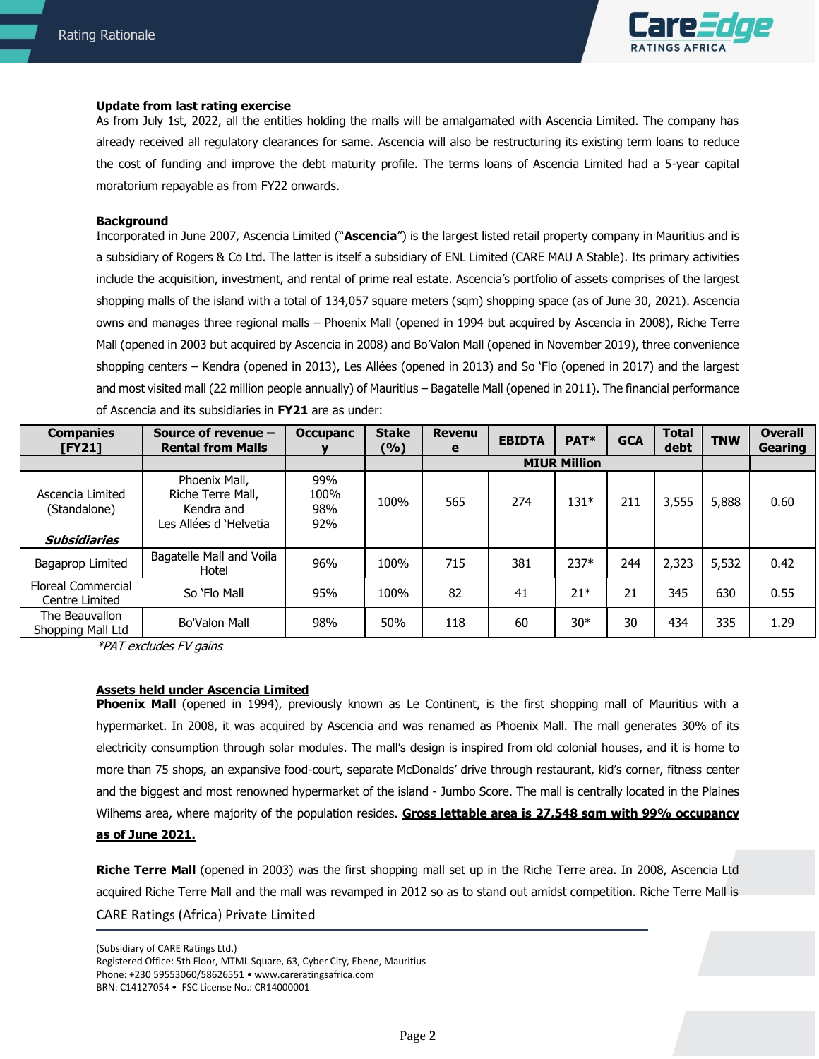**Update from last rating exercise**

As from July 1st, 2022, all the entities holding the malls will be amalgamated with Ascencia Limited. The company has already received all regulatory clearances for same. Ascencia will also be restructuring its existing term loans to reduce the cost of funding and improve the debt maturity profile. The terms loans of Ascencia Limited had a 5-year capital moratorium repayable as from FY22 onwards.

**Background**

Incorporated in June 2007, Ascencia Limited ("**Ascencia**") is the largest listed retail property company in Mauritius and is a subsidiary of Rogers & Co Ltd. The latter is itself a subsidiary of ENL Limited (CARE MAU A Stable). Its primary activities include the acquisition, investment, and rental of prime real estate. Ascencia's portfolio of assets comprises of the largest shopping malls of the island with a total of 134,057 square meters (sqm) shopping space (as of June 30, 2021). Ascencia owns and manages three regional malls – Phoenix Mall (opened in 1994 but acquired by Ascencia in 2008), Riche Terre Mall (opened in 2003 but acquired by Ascencia in 2008) and Bo'Valon Mall (opened in November 2019), three convenience shopping centers – Kendra (opened in 2013), Les Allées (opened in 2013) and So 'Flo (opened in 2017) and the largest and most visited mall (22 million people annually) of Mauritius – Bagatelle Mall (opened in 2011). The financial performance of Ascencia and its subsidiaries in **FY21** are as under:

| Companies [FY21] | Source of revenue – Rental from Malls | Occupancy | Stake (%) | Revenue | EBIDTA | PAT* | GCA | Total debt | TNW | Overall Gearing |
|---|---|---|---|---|---|---|---|---|---|---|
| | | | | MIUR Million | | | | | | |
| Ascencia Limited (Standalone) | Phoenix Mall, Riche Terre Mall, Kendra and Les Allées d 'Helvetia | 99% 100% 98% 92% | 100% | 565 | 274 | 131* | 211 | 3,555 | 5,888 | 0.60 |
| ***Subsidiaries*** | | | | | | | | | | |
| Bagaprop Limited | Bagatelle Mall and Voila Hotel | 96% | 100% | 715 | 381 | 237* | 244 | 2,323 | 5,532 | 0.42 |
| Floreal Commercial Centre Limited | So 'Flo Mall | 95% | 100% | 82 | 41 | 21* | 21 | 345 | 630 | 0.55 |
| The Beauvallon Shopping Mall Ltd | Bo'Valon Mall | 98% | 50% | 118 | 60 | 30* | 30 | 434 | 335 | 1.29 |

*\*PAT excludes FV gains*

**Assets held under Ascencia Limited**

**Phoenix Mall** (opened in 1994), previously known as Le Continent, is the first shopping mall of Mauritius with a hypermarket. In 2008, it was acquired by Ascencia and was renamed as Phoenix Mall. The mall generates 30% of its electricity consumption through solar modules. The mall's design is inspired from old colonial houses, and it is home to more than 75 shops, an expansive food-court, separate McDonalds' drive through restaurant, kid's corner, fitness center and the biggest and most renowned hypermarket of the island - Jumbo Score. The mall is centrally located in the Plaines Wilhems area, where majority of the population resides. **Gross lettable area is 27,548 sqm with 99% occupancy as of June 2021.**

**Riche Terre Mall** (opened in 2003) was the first shopping mall set up in the Riche Terre area. In 2008, Ascencia Ltd acquired Riche Terre Mall and the mall was revamped in 2012 so as to stand out amidst competition. Riche Terre Mall is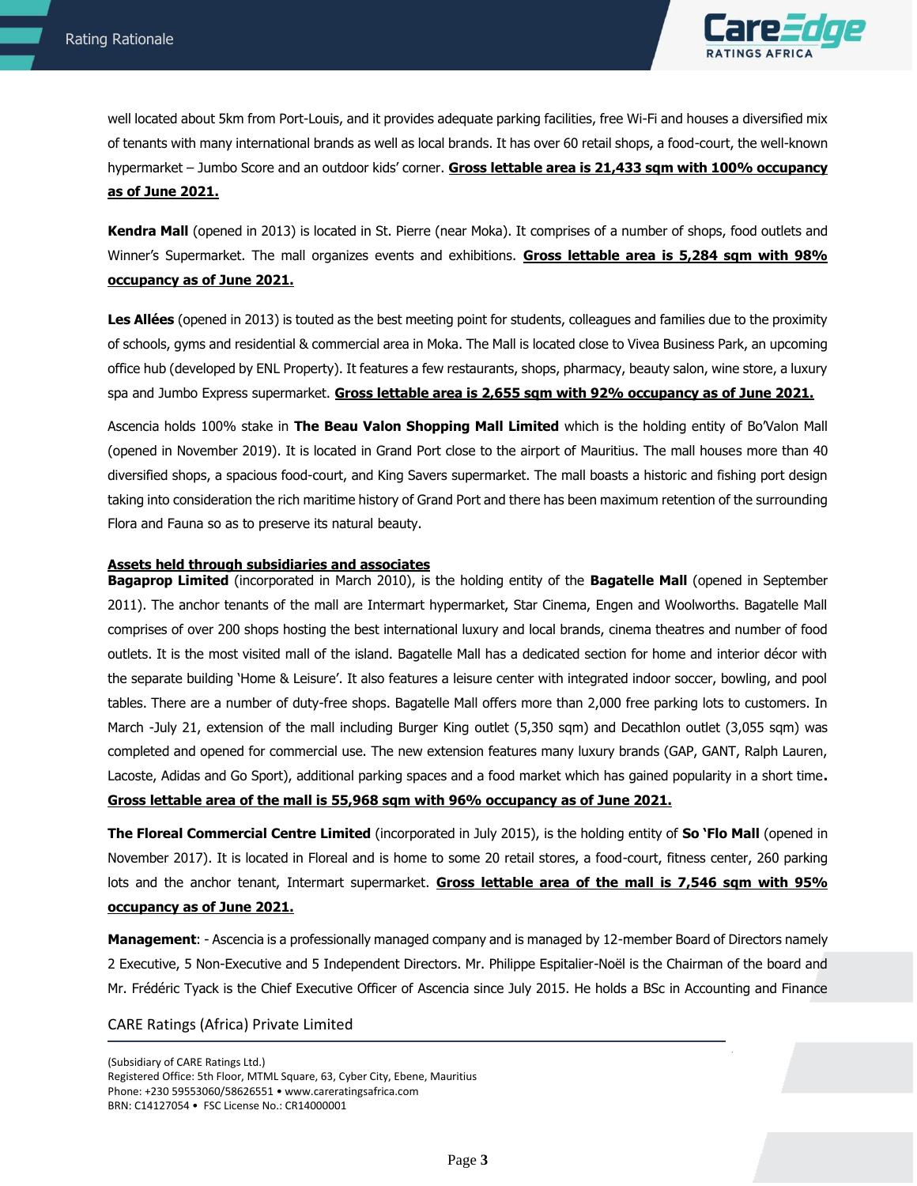well located about 5km from Port-Louis, and it provides adequate parking facilities, free Wi-Fi and houses a diversified mix of tenants with many international brands as well as local brands. It has over 60 retail shops, a food-court, the well-known hypermarket – Jumbo Score and an outdoor kids' corner. **Gross lettable area is 21,433 sqm with 100% occupancy as of June 2021.**

**Kendra Mall** (opened in 2013) is located in St. Pierre (near Moka). It comprises of a number of shops, food outlets and Winner's Supermarket. The mall organizes events and exhibitions. **Gross lettable area is 5,284 sqm with 98% occupancy as of June 2021.**

**Les Allées** (opened in 2013) is touted as the best meeting point for students, colleagues and families due to the proximity of schools, gyms and residential & commercial area in Moka. The Mall is located close to Vivea Business Park, an upcoming office hub (developed by ENL Property). It features a few restaurants, shops, pharmacy, beauty salon, wine store, a luxury spa and Jumbo Express supermarket. **Gross lettable area is 2,655 sqm with 92% occupancy as of June 2021.**

Ascencia holds 100% stake in **The Beau Valon Shopping Mall Limited** which is the holding entity of Bo'Valon Mall (opened in November 2019). It is located in Grand Port close to the airport of Mauritius. The mall houses more than 40 diversified shops, a spacious food-court, and King Savers supermarket. The mall boasts a historic and fishing port design taking into consideration the rich maritime history of Grand Port and there has been maximum retention of the surrounding Flora and Fauna so as to preserve its natural beauty.

**Assets held through subsidiaries and associates**

**Bagaprop Limited** (incorporated in March 2010), is the holding entity of the **Bagatelle Mall** (opened in September 2011). The anchor tenants of the mall are Intermart hypermarket, Star Cinema, Engen and Woolworths. Bagatelle Mall comprises of over 200 shops hosting the best international luxury and local brands, cinema theatres and number of food outlets. It is the most visited mall of the island. Bagatelle Mall has a dedicated section for home and interior décor with the separate building 'Home & Leisure'. It also features a leisure center with integrated indoor soccer, bowling, and pool tables. There are a number of duty-free shops. Bagatelle Mall offers more than 2,000 free parking lots to customers. In March -July 21, extension of the mall including Burger King outlet (5,350 sqm) and Decathlon outlet (3,055 sqm) was completed and opened for commercial use. The new extension features many luxury brands (GAP, GANT, Ralph Lauren, Lacoste, Adidas and Go Sport), additional parking spaces and a food market which has gained popularity in a short time**.** **Gross lettable area of the mall is 55,968 sqm with 96% occupancy as of June 2021.**

**The Floreal Commercial Centre Limited** (incorporated in July 2015), is the holding entity of **So 'Flo Mall** (opened in November 2017). It is located in Floreal and is home to some 20 retail stores, a food-court, fitness center, 260 parking lots and the anchor tenant, Intermart supermarket. **Gross lettable area of the mall is 7,546 sqm with 95% occupancy as of June 2021.**

**Management**: - Ascencia is a professionally managed company and is managed by 12-member Board of Directors namely 2 Executive, 5 Non-Executive and 5 Independent Directors. Mr. Philippe Espitalier-Noël is the Chairman of the board and Mr. Frédéric Tyack is the Chief Executive Officer of Ascencia since July 2015. He holds a BSc in Accounting and Finance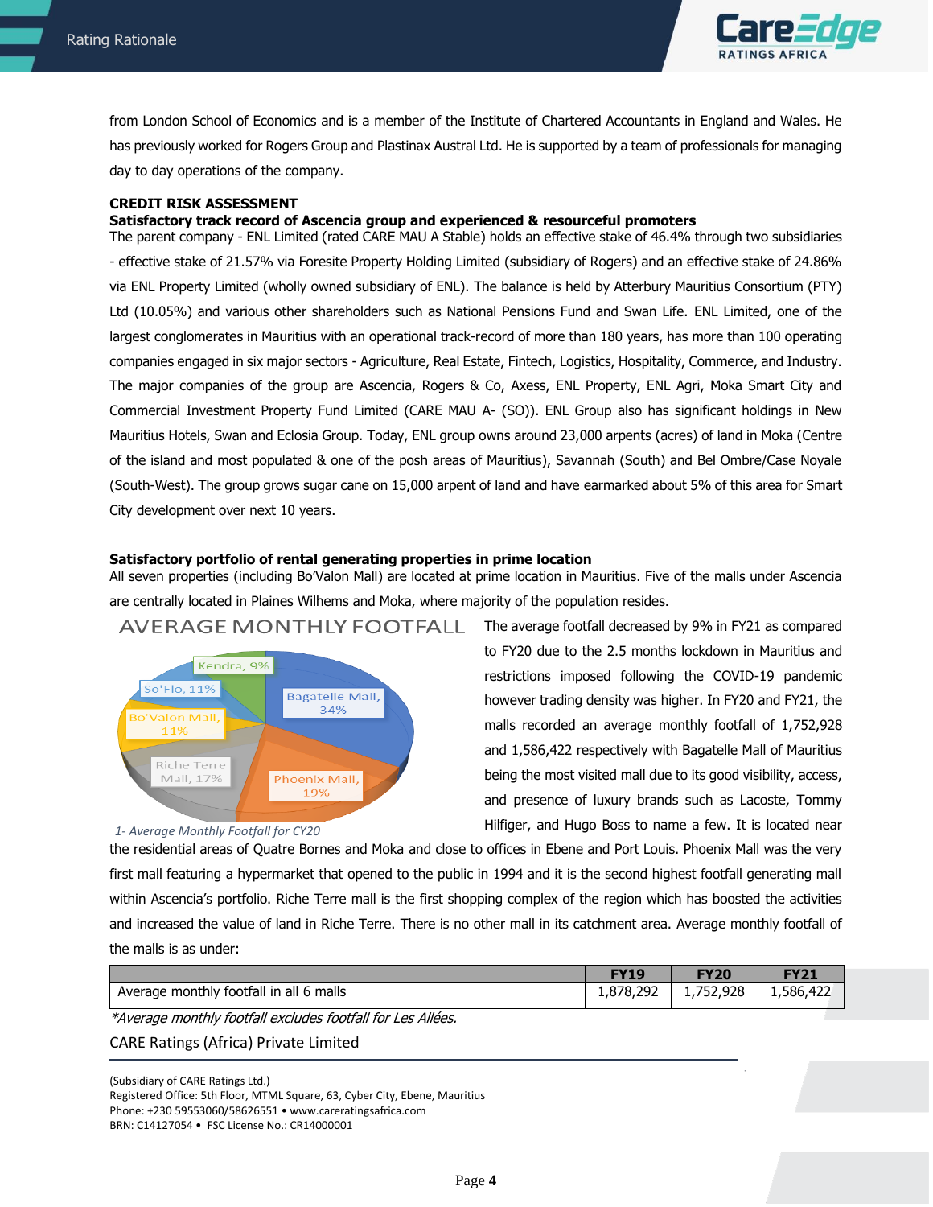from London School of Economics and is a member of the Institute of Chartered Accountants in England and Wales. He has previously worked for Rogers Group and Plastinax Austral Ltd. He is supported by a team of professionals for managing day to day operations of the company.

**CREDIT RISK ASSESSMENT**

**Satisfactory track record of Ascencia group and experienced & resourceful promoters**

The parent company - ENL Limited (rated CARE MAU A Stable) holds an effective stake of 46.4% through two subsidiaries - effective stake of 21.57% via Foresite Property Holding Limited (subsidiary of Rogers) and an effective stake of 24.86% via ENL Property Limited (wholly owned subsidiary of ENL). The balance is held by Atterbury Mauritius Consortium (PTY) Ltd (10.05%) and various other shareholders such as National Pensions Fund and Swan Life. ENL Limited, one of the largest conglomerates in Mauritius with an operational track-record of more than 180 years, has more than 100 operating companies engaged in six major sectors - Agriculture, Real Estate, Fintech, Logistics, Hospitality, Commerce, and Industry. The major companies of the group are Ascencia, Rogers & Co, Axess, ENL Property, ENL Agri, Moka Smart City and Commercial Investment Property Fund Limited (CARE MAU A- (SO)). ENL Group also has significant holdings in New Mauritius Hotels, Swan and Eclosia Group. Today, ENL group owns around 23,000 arpents (acres) of land in Moka (Centre of the island and most populated & one of the posh areas of Mauritius), Savannah (South) and Bel Ombre/Case Noyale (South-West). The group grows sugar cane on 15,000 arpent of land and have earmarked about 5% of this area for Smart City development over next 10 years.

**Satisfactory portfolio of rental generating properties in prime location**

All seven properties (including Bo'Valon Mall) are located at prime location in Mauritius. Five of the malls under Ascencia are centrally located in Plaines Wilhems and Moka, where majority of the population resides.

AVERAGE MONTHLY FOOTFALL

Kendra, 9% | So'Flo, 11% | Bo'Valon Mall, 11% | Riche Terre Mall, 17% | Phoenix Mall, 19% | Bagatelle Mall, 34%

*1- Average Monthly Footfall for CY20*

The average footfall decreased by 9% in FY21 as compared to FY20 due to the 2.5 months lockdown in Mauritius and restrictions imposed following the COVID-19 pandemic however trading density was higher. In FY20 and FY21, the malls recorded an average monthly footfall of 1,752,928 and 1,586,422 respectively with Bagatelle Mall of Mauritius being the most visited mall due to its good visibility, access, and presence of luxury brands such as Lacoste, Tommy Hilfiger, and Hugo Boss to name a few. It is located near the residential areas of Quatre Bornes and Moka and close to offices in Ebene and Port Louis. Phoenix Mall was the very first mall featuring a hypermarket that opened to the public in 1994 and it is the second highest footfall generating mall within Ascencia's portfolio. Riche Terre mall is the first shopping complex of the region which has boosted the activities and increased the value of land in Riche Terre. There is no other mall in its catchment area. Average monthly footfall of the malls is as under:

| | FY19 | FY20 | FY21 |
|---|---|---|---|
| Average monthly footfall in all 6 malls | 1,878,292 | 1,752,928 | 1,586,422 |

*\*Average monthly footfall excludes footfall for Les Allées.*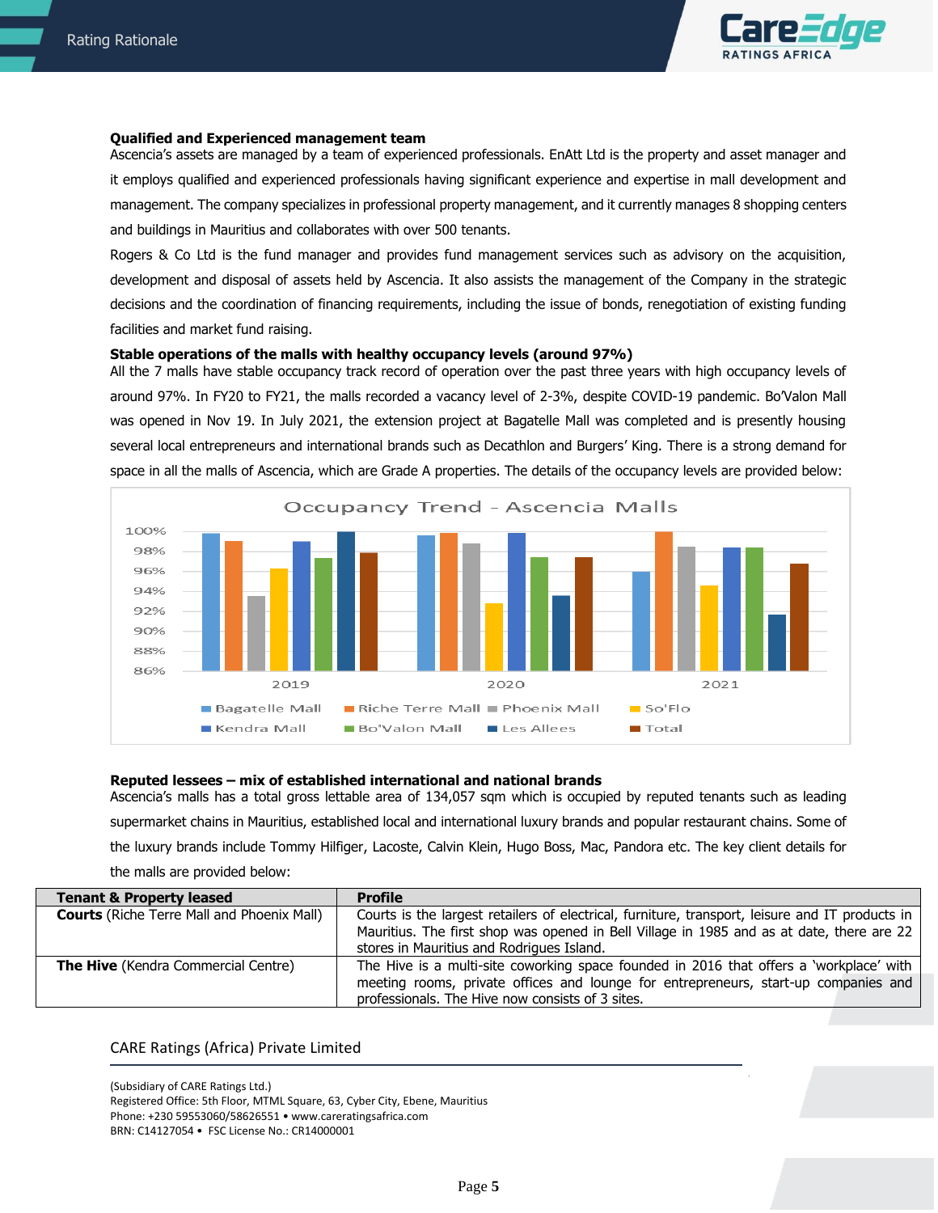**Qualified and Experienced management team**

Ascencia's assets are managed by a team of experienced professionals. EnAtt Ltd is the property and asset manager and it employs qualified and experienced professionals having significant experience and expertise in mall development and management. The company specializes in professional property management, and it currently manages 8 shopping centers and buildings in Mauritius and collaborates with over 500 tenants.

Rogers & Co Ltd is the fund manager and provides fund management services such as advisory on the acquisition, development and disposal of assets held by Ascencia. It also assists the management of the Company in the strategic decisions and the coordination of financing requirements, including the issue of bonds, renegotiation of existing funding facilities and market fund raising.

**Stable operations of the malls with healthy occupancy levels (around 97%)**

All the 7 malls have stable occupancy track record of operation over the past three years with high occupancy levels of around 97%. In FY20 to FY21, the malls recorded a vacancy level of 2-3%, despite COVID-19 pandemic. Bo'Valon Mall was opened in Nov 19. In July 2021, the extension project at Bagatelle Mall was completed and is presently housing several local entrepreneurs and international brands such as Decathlon and Burgers' King. There is a strong demand for space in all the malls of Ascencia, which are Grade A properties. The details of the occupancy levels are provided below:

Occupancy Trend – Ascencia Malls

**Reputed lessees – mix of established international and national brands**

Ascencia's malls has a total gross lettable area of 134,057 sqm which is occupied by reputed tenants such as leading supermarket chains in Mauritius, established local and international luxury brands and popular restaurant chains. Some of the luxury brands include Tommy Hilfiger, Lacoste, Calvin Klein, Hugo Boss, Mac, Pandora etc. The key client details for the malls are provided below:

| Tenant & Property leased | Profile |
|---|---|
| **Courts** (Riche Terre Mall and Phoenix Mall) | Courts is the largest retailers of electrical, furniture, transport, leisure and IT products in Mauritius. The first shop was opened in Bell Village in 1985 and as at date, there are 22 stores in Mauritius and Rodrigues Island. |
| **The Hive** (Kendra Commercial Centre) | The Hive is a multi-site coworking space founded in 2016 that offers a 'workplace' with meeting rooms, private offices and lounge for entrepreneurs, start-up companies and professionals. The Hive now consists of 3 sites. |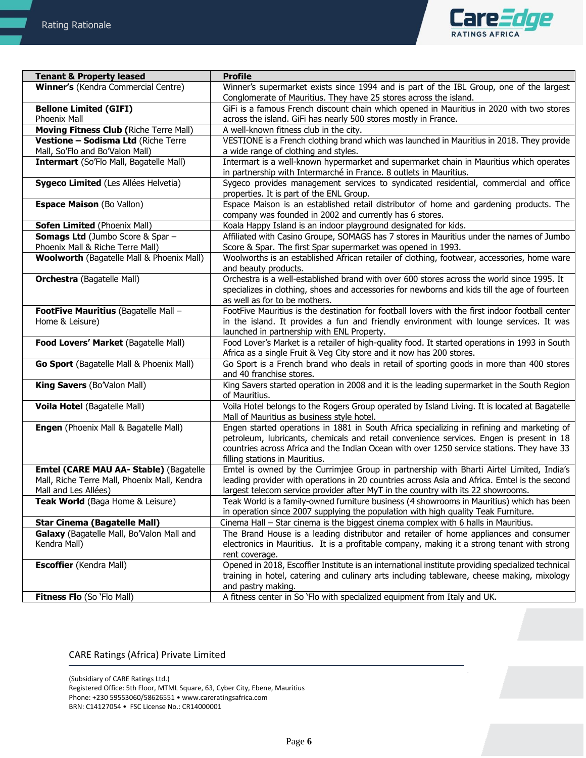| Tenant & Property leased | Profile |
|---|---|
| **Winner's** (Kendra Commercial Centre) | Winner's supermarket exists since 1994 and is part of the IBL Group, one of the largest Conglomerate of Mauritius. They have 25 stores across the island. |
| **Bellone Limited (GIFI)** Phoenix Mall | GiFi is a famous French discount chain which opened in Mauritius in 2020 with two stores across the island. GiFi has nearly 500 stores mostly in France. |
| **Moving Fitness Club (**Riche Terre Mall) | A well-known fitness club in the city. |
| **Vestione – Sodisma Ltd** (Riche Terre Mall, So'Flo and Bo'Valon Mall) | VESTIONE is a French clothing brand which was launched in Mauritius in 2018. They provide a wide range of clothing and styles. |
| **Intermart** (So'Flo Mall, Bagatelle Mall) | Intermart is a well-known hypermarket and supermarket chain in Mauritius which operates in partnership with Intermarché in France. 8 outlets in Mauritius. |
| **Sygeco Limited** (Les Allées Helvetia) | Sygeco provides management services to syndicated residential, commercial and office properties. It is part of the ENL Group. |
| **Espace Maison** (Bo Vallon) | Espace Maison is an established retail distributor of home and gardening products. The company was founded in 2002 and currently has 6 stores. |
| **Sofen Limited** (Phoenix Mall) | Koala Happy Island is an indoor playground designated for kids. |
| **Somags Ltd** (Jumbo Score & Spar – Phoenix Mall & Riche Terre Mall) | Affiliated with Casino Groupe, SOMAGS has 7 stores in Mauritius under the names of Jumbo Score & Spar. The first Spar supermarket was opened in 1993. |
| **Woolworth** (Bagatelle Mall & Phoenix Mall) | Woolworths is an established African retailer of clothing, footwear, accessories, home ware and beauty products. |
| **Orchestra** (Bagatelle Mall) | Orchestra is a well-established brand with over 600 stores across the world since 1995. It specializes in clothing, shoes and accessories for newborns and kids till the age of fourteen as well as for to be mothers. |
| **FootFive Mauritius** (Bagatelle Mall – Home & Leisure) | FootFive Mauritius is the destination for football lovers with the first indoor football center in the island. It provides a fun and friendly environment with lounge services. It was launched in partnership with ENL Property. |
| **Food Lovers' Market** (Bagatelle Mall) | Food Lover's Market is a retailer of high-quality food. It started operations in 1993 in South Africa as a single Fruit & Veg City store and it now has 200 stores. |
| **Go Sport** (Bagatelle Mall & Phoenix Mall) | Go Sport is a French brand who deals in retail of sporting goods in more than 400 stores and 40 franchise stores. |
| **King Savers** (Bo'Valon Mall) | King Savers started operation in 2008 and it is the leading supermarket in the South Region of Mauritius. |
| **Voila Hotel** (Bagatelle Mall) | Voila Hotel belongs to the Rogers Group operated by Island Living. It is located at Bagatelle Mall of Mauritius as business style hotel. |
| **Engen** (Phoenix Mall & Bagatelle Mall) | Engen started operations in 1881 in South Africa specializing in refining and marketing of petroleum, lubricants, chemicals and retail convenience services. Engen is present in 18 countries across Africa and the Indian Ocean with over 1250 service stations. They have 33 filling stations in Mauritius. |
| **Emtel (CARE MAU AA- Stable)** (Bagatelle Mall, Riche Terre Mall, Phoenix Mall, Kendra Mall and Les Allées) | Emtel is owned by the Currimjee Group in partnership with Bharti Airtel Limited, India's leading provider with operations in 20 countries across Asia and Africa. Emtel is the second largest telecom service provider after MyT in the country with its 22 showrooms. |
| **Teak World** (Baga Home & Leisure) | Teak World is a family-owned furniture business (4 showrooms in Mauritius) which has been in operation since 2007 supplying the population with high quality Teak Furniture. |
| **Star Cinema (Bagatelle Mall)** | Cinema Hall – Star cinema is the biggest cinema complex with 6 halls in Mauritius. |
| **Galaxy** (Bagatelle Mall, Bo'Valon Mall and Kendra Mall) | The Brand House is a leading distributor and retailer of home appliances and consumer electronics in Mauritius. It is a profitable company, making it a strong tenant with strong rent coverage. |
| **Escoffier** (Kendra Mall) | Opened in 2018, Escoffier Institute is an international institute providing specialized technical training in hotel, catering and culinary arts including tableware, cheese making, mixology and pastry making. |
| **Fitness Flo** (So 'Flo Mall) | A fitness center in So 'Flo with specialized equipment from Italy and UK. |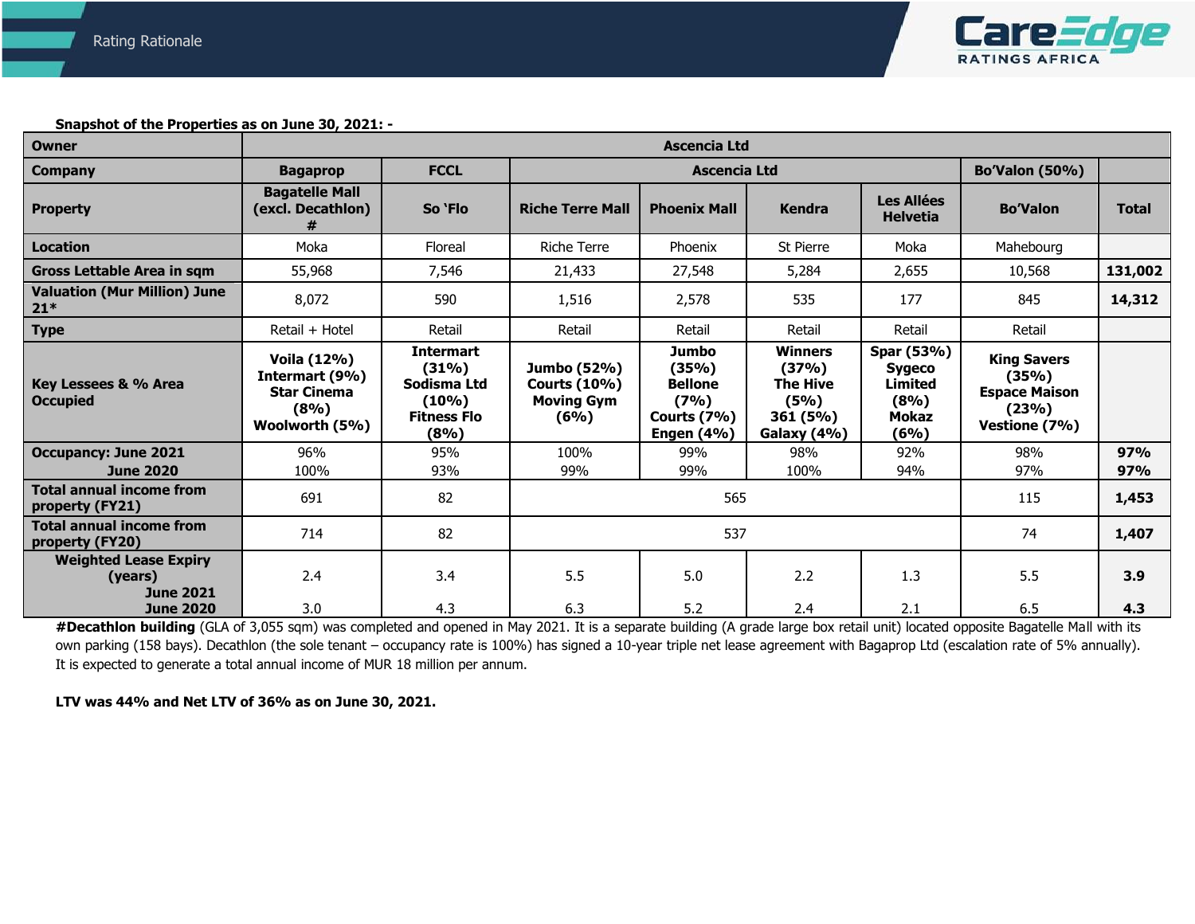**Snapshot of the Properties as on June 30, 2021: -**

| Owner | Ascencia Ltd | | | | | | | |
|---|---|---|---|---|---|---|---|---|
| **Company** | **Bagaprop** | **FCCL** | **Ascencia Ltd** | | | | **Bo'Valon (50%)** | |
| **Property** | **Bagatelle Mall (excl. Decathlon) #** | **So 'Flo** | **Riche Terre Mall** | **Phoenix Mall** | **Kendra** | **Les Allées Helvetia** | **Bo'Valon** | **Total** |
| **Location** | Moka | Floreal | Riche Terre | Phoenix | St Pierre | Moka | Mahebourg | |
| **Gross Lettable Area in sqm** | 55,968 | 7,546 | 21,433 | 27,548 | 5,284 | 2,655 | 10,568 | **131,002** |
| **Valuation (Mur Million) June 21*** | 8,072 | 590 | 1,516 | 2,578 | 535 | 177 | 845 | **14,312** |
| **Type** | Retail + Hotel | Retail | Retail | Retail | Retail | Retail | Retail | |
| **Key Lessees & % Area Occupied** | **Voila (12%) Intermart (9%) Star Cinema (8%) Woolworth (5%)** | **Intermart (31%) Sodisma Ltd (10%) Fitness Flo (8%)** | **Jumbo (52%) Courts (10%) Moving Gym (6%)** | **Jumbo (35%) Bellone (7%) Courts (7%) Engen (4%)** | **Winners (37%) The Hive (5%) 361 (5%) Galaxy (4%)** | **Spar (53%) Sygeco Limited (8%) Mokaz (6%)** | **King Savers (35%) Espace Maison (23%) Vestione (7%)** | |
| **Occupancy: June 2021** | 96% | 95% | 100% | 99% | 98% | 92% | 98% | **97%** |
| **June 2020** | 100% | 93% | 99% | 99% | 100% | 94% | 97% | **97%** |
| **Total annual income from property (FY21)** | 691 | 82 | 565 | | | | 115 | **1,453** |
| **Total annual income from property (FY20)** | 714 | 82 | 537 | | | | 74 | **1,407** |
| **Weighted Lease Expiry (years) June 2021** | 2.4 | 3.4 | 5.5 | 5.0 | 2.2 | 1.3 | 5.5 | **3.9** |
| **June 2020** | 3.0 | 4.3 | 6.3 | 5.2 | 2.4 | 2.1 | 6.5 | **4.3** |

**#Decathlon building** (GLA of 3,055 sqm) was completed and opened in May 2021. It is a separate building (A grade large box retail unit) located opposite Bagatelle Mall with its own parking (158 bays). Decathlon (the sole tenant – occupancy rate is 100%) has signed a 10-year triple net lease agreement with Bagaprop Ltd (escalation rate of 5% annually). It is expected to generate a total annual income of MUR 18 million per annum.

**LTV was 44% and Net LTV of 36% as on June 30, 2021.**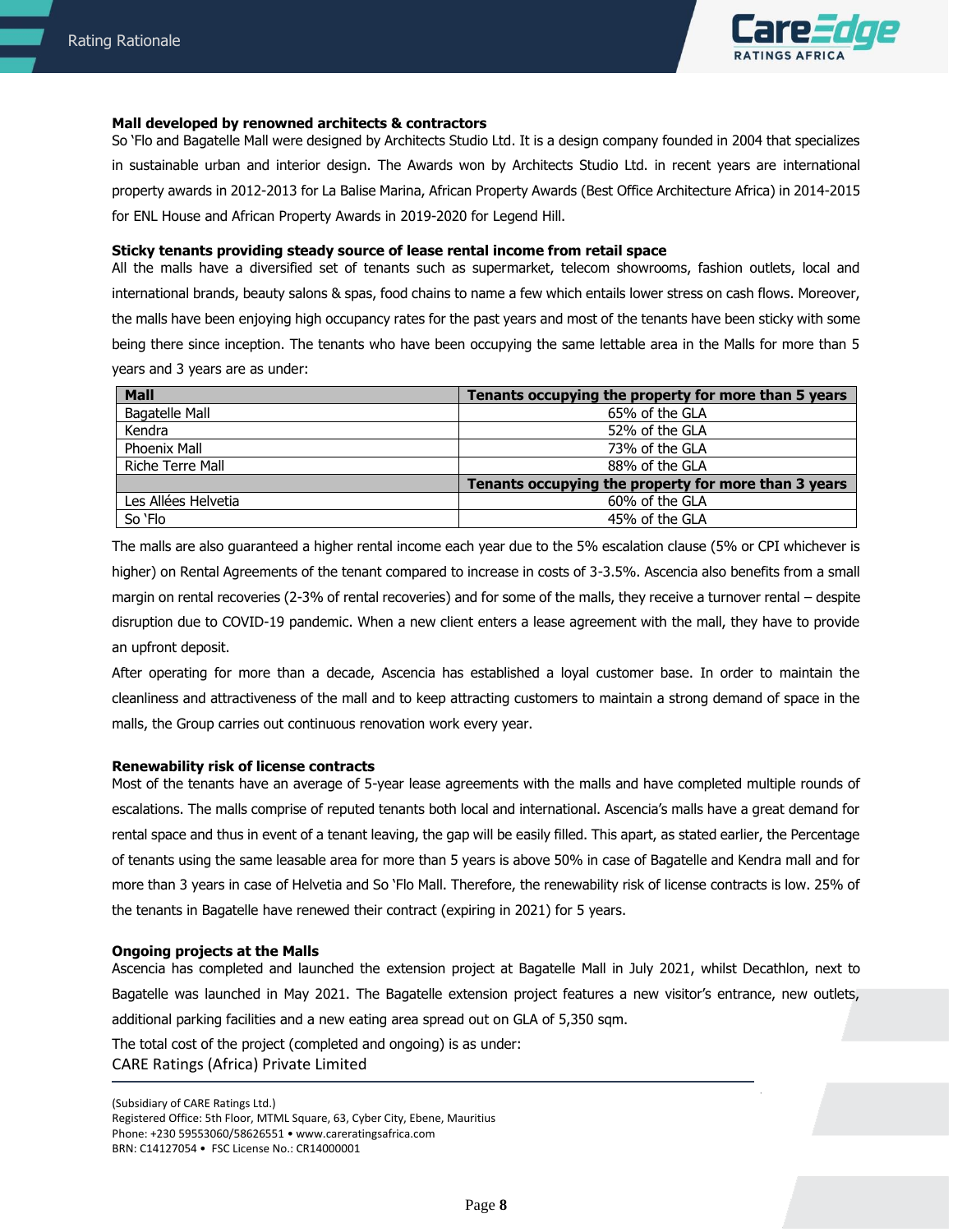**Mall developed by renowned architects & contractors**

So 'Flo and Bagatelle Mall were designed by Architects Studio Ltd. It is a design company founded in 2004 that specializes in sustainable urban and interior design. The Awards won by Architects Studio Ltd. in recent years are international property awards in 2012-2013 for La Balise Marina, African Property Awards (Best Office Architecture Africa) in 2014-2015 for ENL House and African Property Awards in 2019-2020 for Legend Hill.

**Sticky tenants providing steady source of lease rental income from retail space**

All the malls have a diversified set of tenants such as supermarket, telecom showrooms, fashion outlets, local and international brands, beauty salons & spas, food chains to name a few which entails lower stress on cash flows. Moreover, the malls have been enjoying high occupancy rates for the past years and most of the tenants have been sticky with some being there since inception. The tenants who have been occupying the same lettable area in the Malls for more than 5 years and 3 years are as under:

| Mall | Tenants occupying the property for more than 5 years |
|---|---|
| Bagatelle Mall | 65% of the GLA |
| Kendra | 52% of the GLA |
| Phoenix Mall | 73% of the GLA |
| Riche Terre Mall | 88% of the GLA |
| | **Tenants occupying the property for more than 3 years** |
| Les Allées Helvetia | 60% of the GLA |
| So 'Flo | 45% of the GLA |

The malls are also guaranteed a higher rental income each year due to the 5% escalation clause (5% or CPI whichever is higher) on Rental Agreements of the tenant compared to increase in costs of 3-3.5%. Ascencia also benefits from a small margin on rental recoveries (2-3% of rental recoveries) and for some of the malls, they receive a turnover rental – despite disruption due to COVID-19 pandemic. When a new client enters a lease agreement with the mall, they have to provide an upfront deposit.

After operating for more than a decade, Ascencia has established a loyal customer base. In order to maintain the cleanliness and attractiveness of the mall and to keep attracting customers to maintain a strong demand of space in the malls, the Group carries out continuous renovation work every year.

**Renewability risk of license contracts**

Most of the tenants have an average of 5-year lease agreements with the malls and have completed multiple rounds of escalations. The malls comprise of reputed tenants both local and international. Ascencia's malls have a great demand for rental space and thus in event of a tenant leaving, the gap will be easily filled. This apart, as stated earlier, the Percentage of tenants using the same leasable area for more than 5 years is above 50% in case of Bagatelle and Kendra mall and for more than 3 years in case of Helvetia and So 'Flo Mall. Therefore, the renewability risk of license contracts is low. 25% of the tenants in Bagatelle have renewed their contract (expiring in 2021) for 5 years.

**Ongoing projects at the Malls**

Ascencia has completed and launched the extension project at Bagatelle Mall in July 2021, whilst Decathlon, next to Bagatelle was launched in May 2021. The Bagatelle extension project features a new visitor's entrance, new outlets, additional parking facilities and a new eating area spread out on GLA of 5,350 sqm.

The total cost of the project (completed and ongoing) is as under: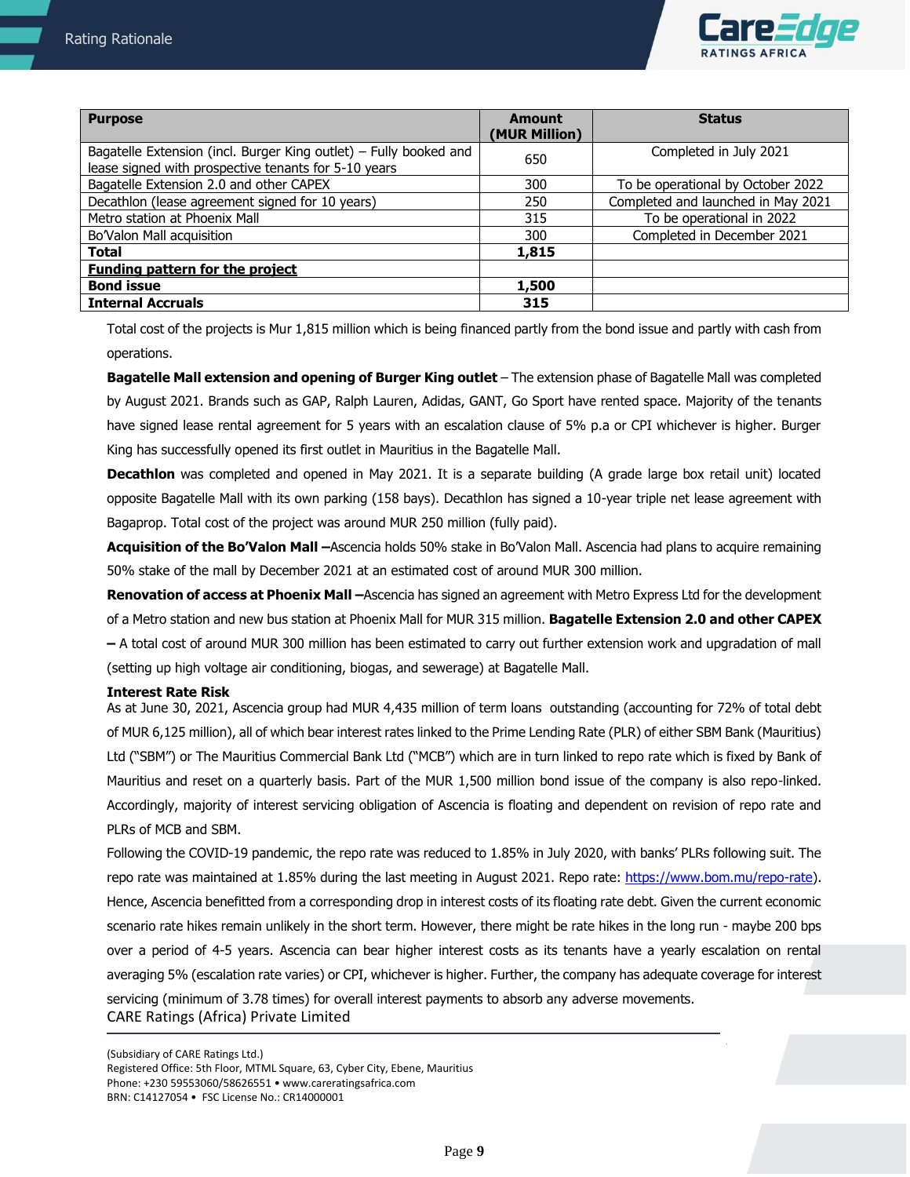| Purpose | Amount (MUR Million) | Status |
| --- | --- | --- |
| Bagatelle Extension (incl. Burger King outlet) – Fully booked and lease signed with prospective tenants for 5-10 years | 650 | Completed in July 2021 |
| Bagatelle Extension 2.0 and other CAPEX | 300 | To be operational by October 2022 |
| Decathlon (lease agreement signed for 10 years) | 250 | Completed and launched in May 2021 |
| Metro station at Phoenix Mall | 315 | To be operational in 2022 |
| Bo'Valon Mall acquisition | 300 | Completed in December 2021 |
| **Total** | **1,815** | |
| **Funding pattern for the project** | | |
| **Bond issue** | **1,500** | |
| **Internal Accruals** | **315** | |

Total cost of the projects is Mur 1,815 million which is being financed partly from the bond issue and partly with cash from operations.

**Bagatelle Mall extension and opening of Burger King outlet** – The extension phase of Bagatelle Mall was completed by August 2021. Brands such as GAP, Ralph Lauren, Adidas, GANT, Go Sport have rented space. Majority of the tenants have signed lease rental agreement for 5 years with an escalation clause of 5% p.a or CPI whichever is higher. Burger King has successfully opened its first outlet in Mauritius in the Bagatelle Mall.

**Decathlon** was completed and opened in May 2021. It is a separate building (A grade large box retail unit) located opposite Bagatelle Mall with its own parking (158 bays). Decathlon has signed a 10-year triple net lease agreement with Bagaprop. Total cost of the project was around MUR 250 million (fully paid).

**Acquisition of the Bo'Valon Mall –**Ascencia holds 50% stake in Bo'Valon Mall. Ascencia had plans to acquire remaining 50% stake of the mall by December 2021 at an estimated cost of around MUR 300 million.

**Renovation of access at Phoenix Mall –**Ascencia has signed an agreement with Metro Express Ltd for the development of a Metro station and new bus station at Phoenix Mall for MUR 315 million. **Bagatelle Extension 2.0 and other CAPEX –** A total cost of around MUR 300 million has been estimated to carry out further extension work and upgradation of mall (setting up high voltage air conditioning, biogas, and sewerage) at Bagatelle Mall.

**Interest Rate Risk**

As at June 30, 2021, Ascencia group had MUR 4,435 million of term loans outstanding (accounting for 72% of total debt of MUR 6,125 million), all of which bear interest rates linked to the Prime Lending Rate (PLR) of either SBM Bank (Mauritius) Ltd ("SBM") or The Mauritius Commercial Bank Ltd ("MCB") which are in turn linked to repo rate which is fixed by Bank of Mauritius and reset on a quarterly basis. Part of the MUR 1,500 million bond issue of the company is also repo-linked. Accordingly, majority of interest servicing obligation of Ascencia is floating and dependent on revision of repo rate and PLRs of MCB and SBM.

Following the COVID-19 pandemic, the repo rate was reduced to 1.85% in July 2020, with banks' PLRs following suit. The repo rate was maintained at 1.85% during the last meeting in August 2021. Repo rate: https://www.bom.mu/repo-rate). Hence, Ascencia benefitted from a corresponding drop in interest costs of its floating rate debt. Given the current economic scenario rate hikes remain unlikely in the short term. However, there might be rate hikes in the long run - maybe 200 bps over a period of 4-5 years. Ascencia can bear higher interest costs as its tenants have a yearly escalation on rental averaging 5% (escalation rate varies) or CPI, whichever is higher. Further, the company has adequate coverage for interest servicing (minimum of 3.78 times) for overall interest payments to absorb any adverse movements.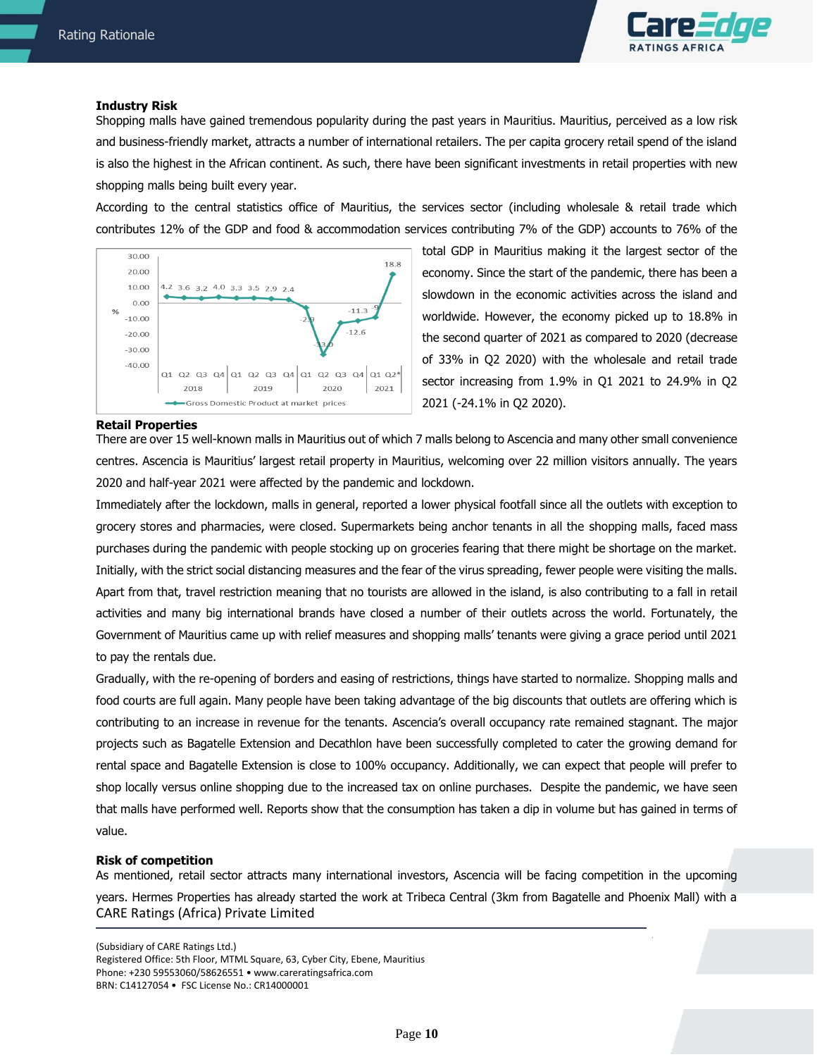### Industry Risk

Shopping malls have gained tremendous popularity during the past years in Mauritius. Mauritius, perceived as a low risk and business-friendly market, attracts a number of international retailers. The per capita grocery retail spend of the island is also the highest in the African continent. As such, there have been significant investments in retail properties with new shopping malls being built every year.

According to the central statistics office of Mauritius, the services sector (including wholesale & retail trade which contributes 12% of the GDP and food & accommodation services contributing 7% of the GDP) accounts to 76% of the total GDP in Mauritius making it the largest sector of the economy. Since the start of the pandemic, there has been a slowdown in the economic activities across the island and worldwide. However, the economy picked up to 18.8% in the second quarter of 2021 as compared to 2020 (decrease of 33% in Q2 2020) with the wholesale and retail trade sector increasing from 1.9% in Q1 2021 to 24.9% in Q2 2021 (-24.1% in Q2 2020).

### Retail Properties

There are over 15 well-known malls in Mauritius out of which 7 malls belong to Ascencia and many other small convenience centres. Ascencia is Mauritius' largest retail property in Mauritius, welcoming over 22 million visitors annually. The years 2020 and half-year 2021 were affected by the pandemic and lockdown.

Immediately after the lockdown, malls in general, reported a lower physical footfall since all the outlets with exception to grocery stores and pharmacies, were closed. Supermarkets being anchor tenants in all the shopping malls, faced mass purchases during the pandemic with people stocking up on groceries fearing that there might be shortage on the market. Initially, with the strict social distancing measures and the fear of the virus spreading, fewer people were visiting the malls. Apart from that, travel restriction meaning that no tourists are allowed in the island, is also contributing to a fall in retail activities and many big international brands have closed a number of their outlets across the world. Fortunately, the Government of Mauritius came up with relief measures and shopping malls' tenants were giving a grace period until 2021 to pay the rentals due.

Gradually, with the re-opening of borders and easing of restrictions, things have started to normalize. Shopping malls and food courts are full again. Many people have been taking advantage of the big discounts that outlets are offering which is contributing to an increase in revenue for the tenants. Ascencia's overall occupancy rate remained stagnant. The major projects such as Bagatelle Extension and Decathlon have been successfully completed to cater the growing demand for rental space and Bagatelle Extension is close to 100% occupancy. Additionally, we can expect that people will prefer to shop locally versus online shopping due to the increased tax on online purchases. Despite the pandemic, we have seen that malls have performed well. Reports show that the consumption has taken a dip in volume but has gained in terms of value.

### Risk of competition

As mentioned, retail sector attracts many international investors, Ascencia will be facing competition in the upcoming years. Hermes Properties has already started the work at Tribeca Central (3km from Bagatelle and Phoenix Mall) with a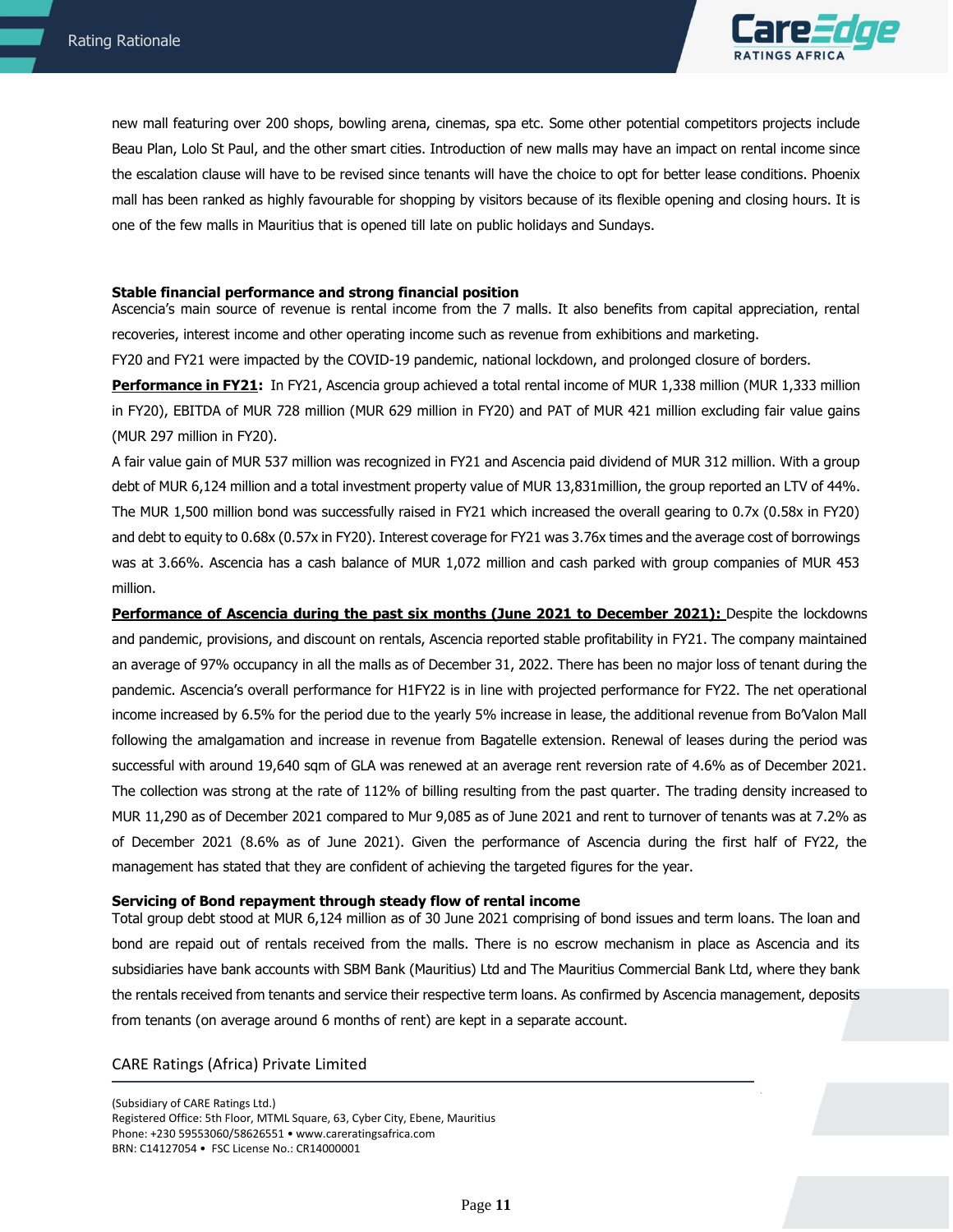new mall featuring over 200 shops, bowling arena, cinemas, spa etc. Some other potential competitors projects include Beau Plan, Lolo St Paul, and the other smart cities. Introduction of new malls may have an impact on rental income since the escalation clause will have to be revised since tenants will have the choice to opt for better lease conditions. Phoenix mall has been ranked as highly favourable for shopping by visitors because of its flexible opening and closing hours. It is one of the few malls in Mauritius that is opened till late on public holidays and Sundays.

**Stable financial performance and strong financial position**

Ascencia's main source of revenue is rental income from the 7 malls. It also benefits from capital appreciation, rental recoveries, interest income and other operating income such as revenue from exhibitions and marketing.

FY20 and FY21 were impacted by the COVID-19 pandemic, national lockdown, and prolonged closure of borders.

**Performance in FY21:** In FY21, Ascencia group achieved a total rental income of MUR 1,338 million (MUR 1,333 million in FY20), EBITDA of MUR 728 million (MUR 629 million in FY20) and PAT of MUR 421 million excluding fair value gains (MUR 297 million in FY20).

A fair value gain of MUR 537 million was recognized in FY21 and Ascencia paid dividend of MUR 312 million. With a group debt of MUR 6,124 million and a total investment property value of MUR 13,831million, the group reported an LTV of 44%. The MUR 1,500 million bond was successfully raised in FY21 which increased the overall gearing to 0.7x (0.58x in FY20) and debt to equity to 0.68x (0.57x in FY20). Interest coverage for FY21 was 3.76x times and the average cost of borrowings was at 3.66%. Ascencia has a cash balance of MUR 1,072 million and cash parked with group companies of MUR 453 million.

**Performance of Ascencia during the past six months (June 2021 to December 2021):** Despite the lockdowns and pandemic, provisions, and discount on rentals, Ascencia reported stable profitability in FY21. The company maintained an average of 97% occupancy in all the malls as of December 31, 2022. There has been no major loss of tenant during the pandemic. Ascencia's overall performance for H1FY22 is in line with projected performance for FY22. The net operational income increased by 6.5% for the period due to the yearly 5% increase in lease, the additional revenue from Bo'Valon Mall following the amalgamation and increase in revenue from Bagatelle extension. Renewal of leases during the period was successful with around 19,640 sqm of GLA was renewed at an average rent reversion rate of 4.6% as of December 2021. The collection was strong at the rate of 112% of billing resulting from the past quarter. The trading density increased to MUR 11,290 as of December 2021 compared to Mur 9,085 as of June 2021 and rent to turnover of tenants was at 7.2% as of December 2021 (8.6% as of June 2021). Given the performance of Ascencia during the first half of FY22, the management has stated that they are confident of achieving the targeted figures for the year.

**Servicing of Bond repayment through steady flow of rental income**

Total group debt stood at MUR 6,124 million as of 30 June 2021 comprising of bond issues and term loans. The loan and bond are repaid out of rentals received from the malls. There is no escrow mechanism in place as Ascencia and its subsidiaries have bank accounts with SBM Bank (Mauritius) Ltd and The Mauritius Commercial Bank Ltd, where they bank the rentals received from tenants and service their respective term loans. As confirmed by Ascencia management, deposits from tenants (on average around 6 months of rent) are kept in a separate account.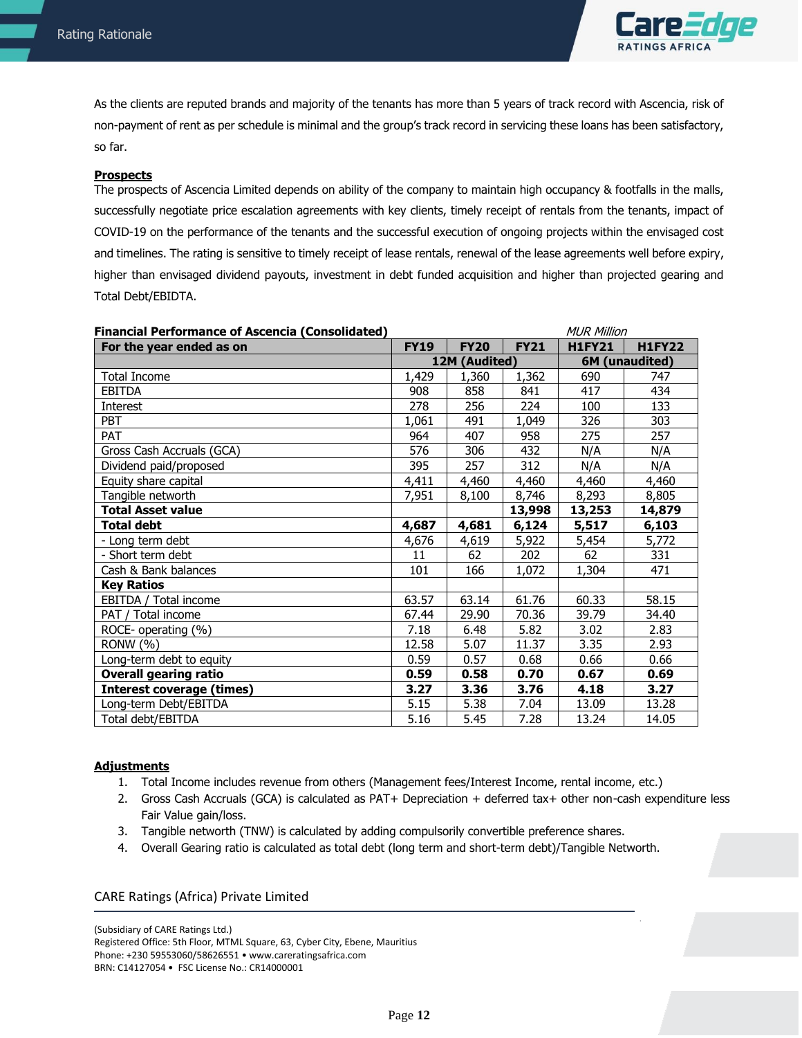As the clients are reputed brands and majority of the tenants has more than 5 years of track record with Ascencia, risk of non-payment of rent as per schedule is minimal and the group's track record in servicing these loans has been satisfactory, so far.

**Prospects**

The prospects of Ascencia Limited depends on ability of the company to maintain high occupancy & footfalls in the malls, successfully negotiate price escalation agreements with key clients, timely receipt of rentals from the tenants, impact of COVID-19 on the performance of the tenants and the successful execution of ongoing projects within the envisaged cost and timelines. The rating is sensitive to timely receipt of lease rentals, renewal of the lease agreements well before expiry, higher than envisaged dividend payouts, investment in debt funded acquisition and higher than projected gearing and Total Debt/EBIDTA.

**Financial Performance of Ascencia (Consolidated)** *MUR Million*

| For the year ended as on | FY19 | FY20 | FY21 | H1FY21 | H1FY22 |
|---|---|---|---|---|---|
| | 12M (Audited) | | | 6M (unaudited) | |
| Total Income | 1,429 | 1,360 | 1,362 | 690 | 747 |
| EBITDA | 908 | 858 | 841 | 417 | 434 |
| Interest | 278 | 256 | 224 | 100 | 133 |
| PBT | 1,061 | 491 | 1,049 | 326 | 303 |
| PAT | 964 | 407 | 958 | 275 | 257 |
| Gross Cash Accruals (GCA) | 576 | 306 | 432 | N/A | N/A |
| Dividend paid/proposed | 395 | 257 | 312 | N/A | N/A |
| Equity share capital | 4,411 | 4,460 | 4,460 | 4,460 | 4,460 |
| Tangible networth | 7,951 | 8,100 | 8,746 | 8,293 | 8,805 |
| **Total Asset value** | | | **13,998** | **13,253** | **14,879** |
| **Total debt** | **4,687** | **4,681** | **6,124** | **5,517** | **6,103** |
| - Long term debt | 4,676 | 4,619 | 5,922 | 5,454 | 5,772 |
| - Short term debt | 11 | 62 | 202 | 62 | 331 |
| Cash & Bank balances | 101 | 166 | 1,072 | 1,304 | 471 |
| **Key Ratios** | | | | | |
| EBITDA / Total income | 63.57 | 63.14 | 61.76 | 60.33 | 58.15 |
| PAT / Total income | 67.44 | 29.90 | 70.36 | 39.79 | 34.40 |
| ROCE- operating (%) | 7.18 | 6.48 | 5.82 | 3.02 | 2.83 |
| RONW (%) | 12.58 | 5.07 | 11.37 | 3.35 | 2.93 |
| Long-term debt to equity | 0.59 | 0.57 | 0.68 | 0.66 | 0.66 |
| **Overall gearing ratio** | **0.59** | **0.58** | **0.70** | **0.67** | **0.69** |
| **Interest coverage (times)** | **3.27** | **3.36** | **3.76** | **4.18** | **3.27** |
| Long-term Debt/EBITDA | 5.15 | 5.38 | 7.04 | 13.09 | 13.28 |
| Total debt/EBITDA | 5.16 | 5.45 | 7.28 | 13.24 | 14.05 |

**Adjustments**

1. Total Income includes revenue from others (Management fees/Interest Income, rental income, etc.)
2. Gross Cash Accruals (GCA) is calculated as PAT+ Depreciation + deferred tax+ other non-cash expenditure less Fair Value gain/loss.
3. Tangible networth (TNW) is calculated by adding compulsorily convertible preference shares.
4. Overall Gearing ratio is calculated as total debt (long term and short-term debt)/Tangible Networth.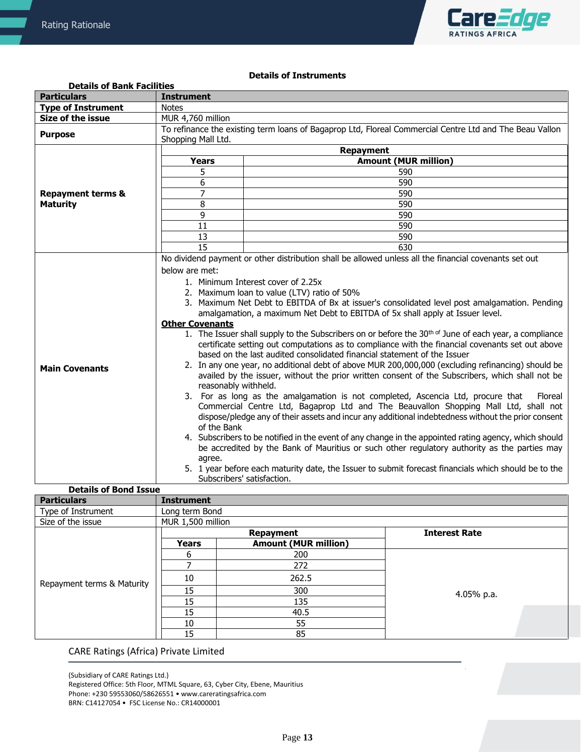## Details of Instruments

### Details of Bank Facilities

| Particulars | Instrument | |
|---|---|---|
| Type of Instrument | Notes | |
| Size of the issue | MUR 4,760 million | |
| Purpose | To refinance the existing term loans of Bagaprop Ltd, Floreal Commercial Centre Ltd and The Beau Vallon Shopping Mall Ltd. | |
| Repayment terms & Maturity | Repayment | |
| | Years | Amount (MUR million) |
| | 5 | 590 |
| | 6 | 590 |
| | 7 | 590 |
| | 8 | 590 |
| | 9 | 590 |
| | 11 | 590 |
| | 13 | 590 |
| | 15 | 630 |
| Main Covenants | No dividend payment or other distribution shall be allowed unless all the financial covenants set out below are met:<br>1. Minimum Interest cover of 2.25x<br>2. Maximum loan to value (LTV) ratio of 50%<br>3. Maximum Net Debt to EBITDA of Bx at issuer's consolidated level post amalgamation. Pending amalgamation, a maximum Net Debt to EBITDA of 5x shall apply at Issuer level.<br>**Other Covenants**<br>1. The Issuer shall supply to the Subscribers on or before the 30th of June of each year, a compliance certificate setting out computations as to compliance with the financial covenants set out above based on the last audited consolidated financial statement of the Issuer<br>2. In any one year, no additional debt of above MUR 200,000,000 (excluding refinancing) should be availed by the issuer, without the prior written consent of the Subscribers, which shall not be reasonably withheld.<br>3. For as long as the amalgamation is not completed, Ascencia Ltd, procure that Floreal Commercial Centre Ltd, Bagaprop Ltd and The Beauvallon Shopping Mall Ltd, shall not dispose/pledge any of their assets and incur any additional indebtedness without the prior consent of the Bank<br>4. Subscribers to be notified in the event of any change in the appointed rating agency, which should be accredited by the Bank of Mauritius or such other regulatory authority as the parties may agree.<br>5. 1 year before each maturity date, the Issuer to submit forecast financials which should be to the Subscribers' satisfaction. | |

### Details of Bond Issue

| Particulars | Instrument | | |
|---|---|---|---|
| Type of Instrument | Long term Bond | | |
| Size of the issue | MUR 1,500 million | | |
| Repayment terms & Maturity | Repayment | | Interest Rate |
| | Years | Amount (MUR million) | |
| | 6 | 200 | 4.05% p.a. |
| | 7 | 272 | |
| | 10 | 262.5 | |
| | 15 | 300 | |
| | 15 | 135 | |
| | 15 | 40.5 | |
| | 10 | 55 | |
| | 15 | 85 | |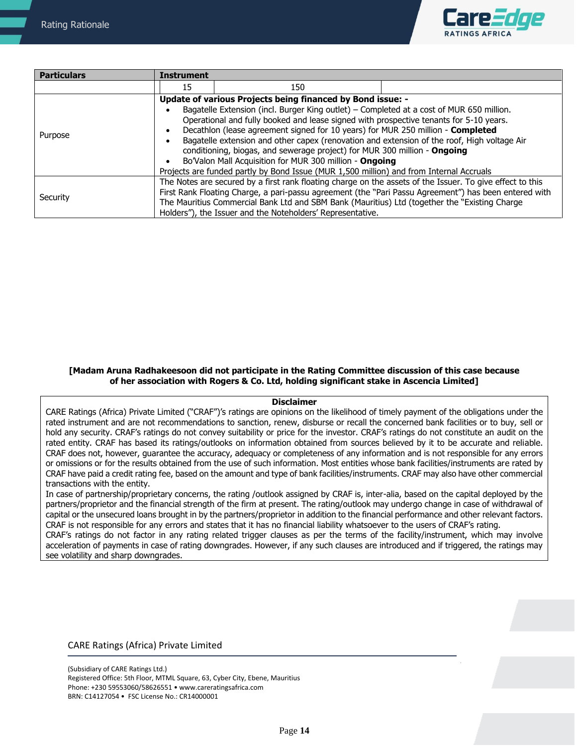| Particulars | Instrument | | |
|---|---|---|---|
| | 15 | 150 | |
| Purpose | **Update of various Projects being financed by Bond issue: -**<br>• Bagatelle Extension (incl. Burger King outlet) – Completed at a cost of MUR 650 million. Operational and fully booked and lease signed with prospective tenants for 5-10 years.<br>• Decathlon (lease agreement signed for 10 years) for MUR 250 million - **Completed**<br>• Bagatelle extension and other capex (renovation and extension of the roof, High voltage Air conditioning, biogas, and sewerage project) for MUR 300 million - **Ongoing**<br>• Bo'Valon Mall Acquisition for MUR 300 million - **Ongoing**<br>Projects are funded partly by Bond Issue (MUR 1,500 million) and from Internal Accruals | | |
| Security | The Notes are secured by a first rank floating charge on the assets of the Issuer. To give effect to this First Rank Floating Charge, a pari-passu agreement (the "Pari Passu Agreement") has been entered with The Mauritius Commercial Bank Ltd and SBM Bank (Mauritius) Ltd (together the "Existing Charge Holders"), the Issuer and the Noteholders' Representative. | | |

**[Madam Aruna Radhakeesoon did not participate in the Rating Committee discussion of this case because of her association with Rogers & Co. Ltd, holding significant stake in Ascencia Limited]**

**Disclaimer**

CARE Ratings (Africa) Private Limited ("CRAF")'s ratings are opinions on the likelihood of timely payment of the obligations under the rated instrument and are not recommendations to sanction, renew, disburse or recall the concerned bank facilities or to buy, sell or hold any security. CRAF's ratings do not convey suitability or price for the investor. CRAF's ratings do not constitute an audit on the rated entity. CRAF has based its ratings/outlooks on information obtained from sources believed by it to be accurate and reliable. CRAF does not, however, guarantee the accuracy, adequacy or completeness of any information and is not responsible for any errors or omissions or for the results obtained from the use of such information. Most entities whose bank facilities/instruments are rated by CRAF have paid a credit rating fee, based on the amount and type of bank facilities/instruments. CRAF may also have other commercial transactions with the entity.

In case of partnership/proprietary concerns, the rating /outlook assigned by CRAF is, inter-alia, based on the capital deployed by the partners/proprietor and the financial strength of the firm at present. The rating/outlook may undergo change in case of withdrawal of capital or the unsecured loans brought in by the partners/proprietor in addition to the financial performance and other relevant factors. CRAF is not responsible for any errors and states that it has no financial liability whatsoever to the users of CRAF's rating.

CRAF's ratings do not factor in any rating related trigger clauses as per the terms of the facility/instrument, which may involve acceleration of payments in case of rating downgrades. However, if any such clauses are introduced and if triggered, the ratings may see volatility and sharp downgrades.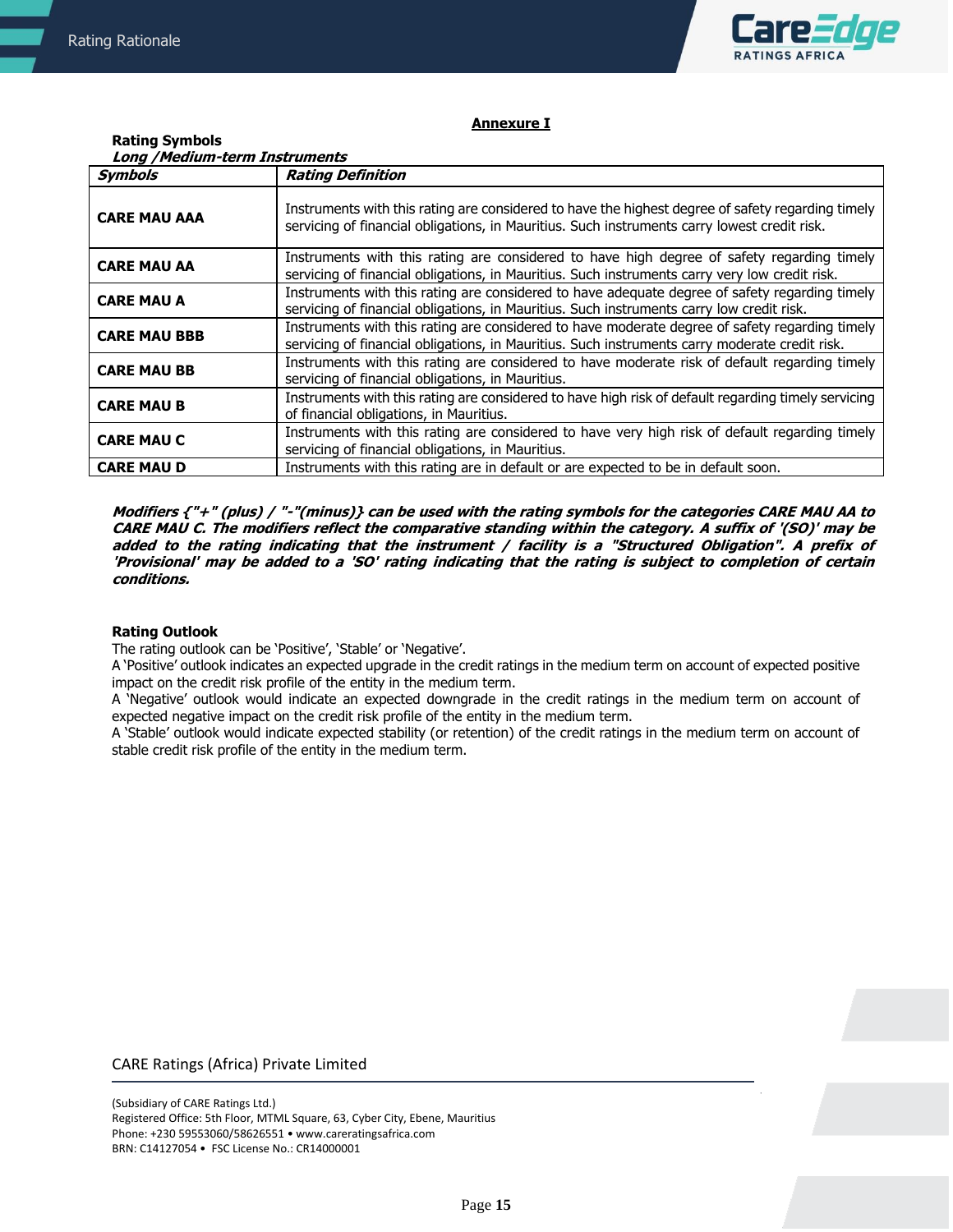## Annexure I

**Rating Symbols**

***Long /Medium-term Instruments***

| ***Symbols*** | ***Rating Definition*** |
|---|---|
| **CARE MAU AAA** | Instruments with this rating are considered to have the highest degree of safety regarding timely servicing of financial obligations, in Mauritius. Such instruments carry lowest credit risk. |
| **CARE MAU AA** | Instruments with this rating are considered to have high degree of safety regarding timely servicing of financial obligations, in Mauritius. Such instruments carry very low credit risk. |
| **CARE MAU A** | Instruments with this rating are considered to have adequate degree of safety regarding timely servicing of financial obligations, in Mauritius. Such instruments carry low credit risk. |
| **CARE MAU BBB** | Instruments with this rating are considered to have moderate degree of safety regarding timely servicing of financial obligations, in Mauritius. Such instruments carry moderate credit risk. |
| **CARE MAU BB** | Instruments with this rating are considered to have moderate risk of default regarding timely servicing of financial obligations, in Mauritius. |
| **CARE MAU B** | Instruments with this rating are considered to have high risk of default regarding timely servicing of financial obligations, in Mauritius. |
| **CARE MAU C** | Instruments with this rating are considered to have very high risk of default regarding timely servicing of financial obligations, in Mauritius. |
| **CARE MAU D** | Instruments with this rating are in default or are expected to be in default soon. |

***Modifiers {"+" (plus) / "-"(minus)} can be used with the rating symbols for the categories CARE MAU AA to CARE MAU C. The modifiers reflect the comparative standing within the category. A suffix of '(SO)' may be added to the rating indicating that the instrument / facility is a "Structured Obligation". A prefix of 'Provisional' may be added to a 'SO' rating indicating that the rating is subject to completion of certain conditions.***

**Rating Outlook**

The rating outlook can be 'Positive', 'Stable' or 'Negative'.

A 'Positive' outlook indicates an expected upgrade in the credit ratings in the medium term on account of expected positive impact on the credit risk profile of the entity in the medium term.

A 'Negative' outlook would indicate an expected downgrade in the credit ratings in the medium term on account of expected negative impact on the credit risk profile of the entity in the medium term.

A 'Stable' outlook would indicate expected stability (or retention) of the credit ratings in the medium term on account of stable credit risk profile of the entity in the medium term.